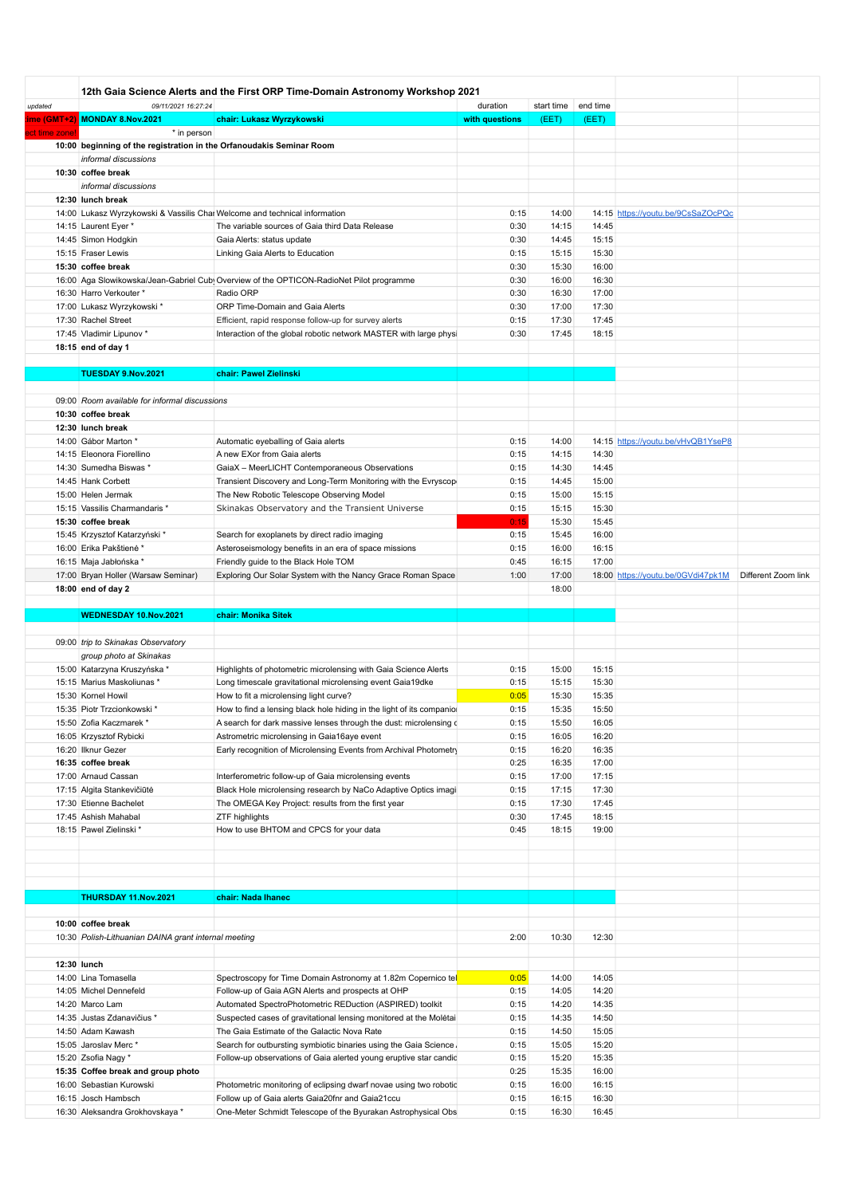## 12th Gaia Science Alerts and the First ORP Time-Domain Astronomy Workshop 2021

| updated | 09/11/2021 16:27:24 | | duration | start time | end time | | |
|---|---|---|---|---|---|---|---|
| time (GMT+2) | **MONDAY 8.Nov.2021** | **chair: Lukasz Wyrzykowski** | **with questions** | (EET) | (EET) | | |
| ect time zone! | * in person | | | | | | |
| **10:00** | **beginning of the registration in the Orfanoudakis Seminar Room** | | | | | | |
| | *informal discussions* | | | | | | |
| **10:30** | **coffee break** | | | | | | |
| | *informal discussions* | | | | | | |
| **12:30** | **lunch break** | | | | | | |
| 14:00 | Lukasz Wyrzykowski & Vassilis Char | Welcome and technical information | 0:15 | 14:00 | 14:15 | https://youtu.be/9CsSaZOcPQc | |
| 14:15 | Laurent Eyer * | The variable sources of Gaia third Data Release | 0:30 | 14:15 | 14:45 | | |
| 14:45 | Simon Hodgkin | Gaia Alerts: status update | 0:30 | 14:45 | 15:15 | | |
| 15:15 | Fraser Lewis | Linking Gaia Alerts to Education | 0:15 | 15:15 | 15:30 | | |
| **15:30** | **coffee break** | | 0:30 | 15:30 | 16:00 | | |
| 16:00 | Aga Slowikowska/Jean-Gabriel Cub | Overview of the OPTICON-RadioNet Pilot programme | 0:30 | 16:00 | 16:30 | | |
| 16:30 | Harro Verkouter * | Radio ORP | 0:30 | 16:30 | 17:00 | | |
| 17:00 | Lukasz Wyrzykowski * | ORP Time-Domain and Gaia Alerts | 0:30 | 17:00 | 17:30 | | |
| 17:30 | Rachel Street | Efficient, rapid response follow-up for survey alerts | 0:15 | 17:30 | 17:45 | | |
| 17:45 | Vladimir Lipunov * | Interaction of the global robotic network MASTER with large physi | 0:30 | 17:45 | 18:15 | | |
| **18:15** | **end of day 1** | | | | | | |
| | | | | | | | |
| | **TUESDAY 9.Nov.2021** | **chair: Pawel Zielinski** | | | | | |
| | | | | | | | |
| 09:00 | *Room available for informal discussions* | | | | | | |
| **10:30** | **coffee break** | | | | | | |
| **12:30** | **lunch break** | | | | | | |
| 14:00 | Gábor Marton * | Automatic eyeballing of Gaia alerts | 0:15 | 14:00 | 14:15 | https://youtu.be/vHvQB1YseP8 | |
| 14:15 | Eleonora Fiorellino | A new EXor from Gaia alerts | 0:15 | 14:15 | 14:30 | | |
| 14:30 | Sumedha Biswas * | GaiaX – MeerLICHT Contemporaneous Observations | 0:15 | 14:30 | 14:45 | | |
| 14:45 | Hank Corbett | Transient Discovery and Long-Term Monitoring with the Evryscop | 0:15 | 14:45 | 15:00 | | |
| 15:00 | Helen Jermak | The New Robotic Telescope Observing Model | 0:15 | 15:00 | 15:15 | | |
| 15:15 | Vassilis Charmandaris * | Skinakas Observatory and the Transient Universe | 0:15 | 15:15 | 15:30 | | |
| **15:30** | **coffee break** | | 0:15 | 15:30 | 15:45 | | |
| 15:45 | Krzysztof Katarzyński * | Search for exoplanets by direct radio imaging | 0:15 | 15:45 | 16:00 | | |
| 16:00 | Erika Pakštienė * | Asteroseismology benefits in an era of space missions | 0:15 | 16:00 | 16:15 | | |
| 16:15 | Maja Jabłońska * | Friendly guide to the Black Hole TOM | 0:45 | 16:15 | 17:00 | | |
| 17:00 | Bryan Holler (Warsaw Seminar) | Exploring Our Solar System with the Nancy Grace Roman Space | 1:00 | 17:00 | 18:00 | https://youtu.be/0GVdj47pk1M | Different Zoom link |
| **18:00** | **end of day 2** | | | 18:00 | | | |
| | | | | | | | |
| | **WEDNESDAY 10.Nov.2021** | **chair: Monika Sitek** | | | | | |
| | | | | | | | |
| 09:00 | *trip to Skinakas Observatory* | | | | | | |
| | *group photo at Skinakas* | | | | | | |
| 15:00 | Katarzyna Kruszyńska * | Highlights of photometric microlensing with Gaia Science Alerts | 0:15 | 15:00 | 15:15 | | |
| 15:15 | Marius Maskoliunas * | Long timescale gravitational microlensing event Gaia19dke | 0:15 | 15:15 | 15:30 | | |
| 15:30 | Kornel Howil | How to fit a microlensing light curve? | 0:05 | 15:30 | 15:35 | | |
| 15:35 | Piotr Trzcionkowski * | How to find a lensing black hole hiding in the light of its companio | 0:15 | 15:35 | 15:50 | | |
| 15:50 | Zofia Kaczmarek * | A search for dark massive lenses through the dust: microlensing c | 0:15 | 15:50 | 16:05 | | |
| 16:05 | Krzysztof Rybicki | Astrometric microlensing in Gaia16aye event | 0:15 | 16:05 | 16:20 | | |
| 16:20 | Ilknur Gezer | Early recognition of Microlensing Events from Archival Photometry | 0:15 | 16:20 | 16:35 | | |
| **16:35** | **coffee break** | | 0:25 | 16:35 | 17:00 | | |
| 17:00 | Arnaud Cassan | Interferometric follow-up of Gaia microlensing events | 0:15 | 17:00 | 17:15 | | |
| 17:15 | Algita Stankevičiūtė | Black Hole microlensing research by NaCo Adaptive Optics imagi | 0:15 | 17:15 | 17:30 | | |
| 17:30 | Etienne Bachelet | The OMEGA Key Project: results from the first year | 0:15 | 17:30 | 17:45 | | |
| 17:45 | Ashish Mahabal | ZTF highlights | 0:30 | 17:45 | 18:15 | | |
| 18:15 | Pawel Zielinski * | How to use BHTOM and CPCS for your data | 0:45 | 18:15 | 19:00 | | |
| | | | | | | | |
| | **THURSDAY 11.Nov.2021** | **chair: Nada Ihanec** | | | | | |
| | | | | | | | |
| **10:00** | **coffee break** | | | | | | |
| 10:30 | *Polish-Lithuanian DAINA grant internal meeting* | | 2:00 | 10:30 | 12:30 | | |
| | | | | | | | |
| **12:30** | **lunch** | | | | | | |
| 14:00 | Lina Tomasella | Spectroscopy for Time Domain Astronomy at 1.82m Copernico tel | 0:05 | 14:00 | 14:05 | | |
| 14:05 | Michel Dennefeld | Follow-up of Gaia AGN Alerts and prospects at OHP | 0:15 | 14:05 | 14:20 | | |
| 14:20 | Marco Lam | Automated SpectroPhotometric REduction (ASPIRED) toolkit | 0:15 | 14:20 | 14:35 | | |
| 14:35 | Justas Zdanavičius * | Suspected cases of gravitational lensing monitored at the Molėtai | 0:15 | 14:35 | 14:50 | | |
| 14:50 | Adam Kawash | The Gaia Estimate of the Galactic Nova Rate | 0:15 | 14:50 | 15:05 | | |
| 15:05 | Jaroslav Merc * | Search for outbursting symbiotic binaries using the Gaia Science | 0:15 | 15:05 | 15:20 | | |
| 15:20 | Zsofia Nagy * | Follow-up observations of Gaia alerted young eruptive star candic | 0:15 | 15:20 | 15:35 | | |
| **15:35** | **Coffee break and group photo** | | 0:25 | 15:35 | 16:00 | | |
| 16:00 | Sebastian Kurowski | Photometric monitoring of eclipsing dwarf novae using two robotic | 0:15 | 16:00 | 16:15 | | |
| 16:15 | Josch Hambsch | Follow up of Gaia alerts Gaia20fnr and Gaia21ccu | 0:15 | 16:15 | 16:30 | | |
| 16:30 | Aleksandra Grokhovskaya * | One-Meter Schmidt Telescope of the Byurakan Astrophysical Obs | 0:15 | 16:30 | 16:45 | | |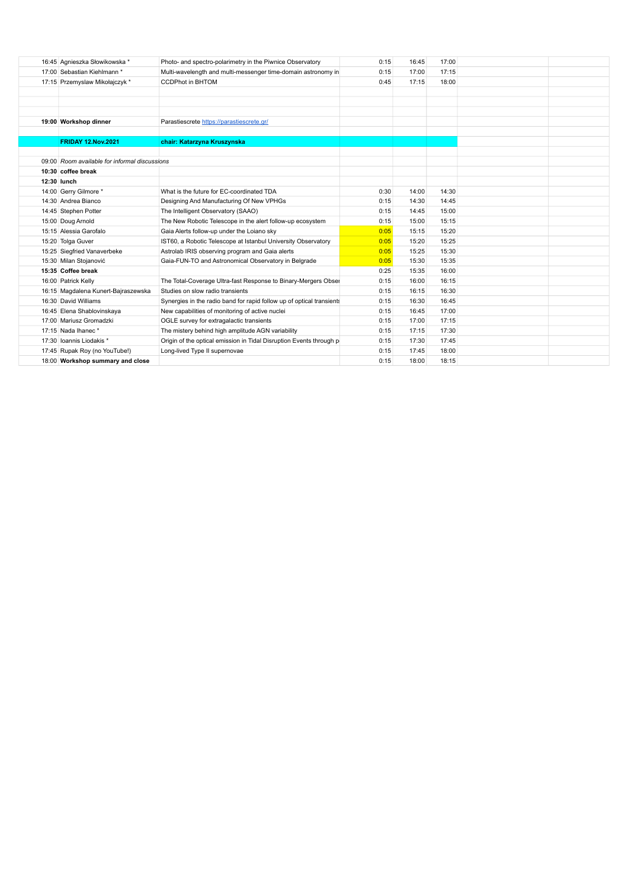| | | | | | | | |
|---|---|---|---|---|---|---|---|
| 16:45 | Agnieszka Słowikowska * | Photo- and spectro-polarimetry in the Piwnice Observatory | 0:15 | 16:45 | 17:00 | | |
| 17:00 | Sebastian Kiehlmann * | Multi-wavelength and multi-messenger time-domain astronomy in | 0:15 | 17:00 | 17:15 | | |
| 17:15 | Przemyslaw Mikołajczyk * | CCDPhot in BHTOM | 0:45 | 17:15 | 18:00 | | |
| | | | | | | | |
| | | | | | | | |
| | | | | | | | |
| 19:00 | **Workshop dinner** | Parastiescrete https://parastiescrete.gr/ | | | | | |
| | | | | | | | |
| | **FRIDAY 12.Nov.2021** | **chair: Katarzyna Kruszynska** | | | | | |
| | | | | | | | |
| 09:00 | *Room available for informal discussions* | | | | | | |
| 10:30 | **coffee break** | | | | | | |
| 12:30 | **lunch** | | | | | | |
| 14:00 | Gerry Gilmore * | What is the future for EC-coordinated TDA | 0:30 | 14:00 | 14:30 | | |
| 14:30 | Andrea Bianco | Designing And Manufacturing Of New VPHGs | 0:15 | 14:30 | 14:45 | | |
| 14:45 | Stephen Potter | The Intelligent Observatory (SAAO) | 0:15 | 14:45 | 15:00 | | |
| 15:00 | Doug Arnold | The New Robotic Telescope in the alert follow-up ecosystem | 0:15 | 15:00 | 15:15 | | |
| 15:15 | Alessia Garofalo | Gaia Alerts follow-up under the Loiano sky | 0:05 | 15:15 | 15:20 | | |
| 15:20 | Tolga Guver | IST60, a Robotic Telescope at Istanbul University Observatory | 0:05 | 15:20 | 15:25 | | |
| 15:25 | Siegfried Vanaverbeke | Astrolab IRIS observing program and Gaia alerts | 0:05 | 15:25 | 15:30 | | |
| 15:30 | Milan Stojanović | Gaia-FUN-TO and Astronomical Observatory in Belgrade | 0:05 | 15:30 | 15:35 | | |
| 15:35 | **Coffee break** | | 0:25 | 15:35 | 16:00 | | |
| 16:00 | Patrick Kelly | The Total-Coverage Ultra-fast Response to Binary-Mergers Obser | 0:15 | 16:00 | 16:15 | | |
| 16:15 | Magdalena Kunert-Bajraszewska | Studies on slow radio transients | 0:15 | 16:15 | 16:30 | | |
| 16:30 | David Williams | Synergies in the radio band for rapid follow up of optical transients | 0:15 | 16:30 | 16:45 | | |
| 16:45 | Elena Shablovinskaya | New capabilities of monitoring of active nuclei | 0:15 | 16:45 | 17:00 | | |
| 17:00 | Mariusz Gromadzki | OGLE survey for extragalactic transients | 0:15 | 17:00 | 17:15 | | |
| 17:15 | Nada Ihanec * | The mistery behind high amplitude AGN variability | 0:15 | 17:15 | 17:30 | | |
| 17:30 | Ioannis Liodakis * | Origin of the optical emission in Tidal Disruption Events through p | 0:15 | 17:30 | 17:45 | | |
| 17:45 | Rupak Roy (no YouTube!) | Long-lived Type II supernovae | 0:15 | 17:45 | 18:00 | | |
| 18:00 | **Workshop summary and close** | | 0:15 | 18:00 | 18:15 | | |